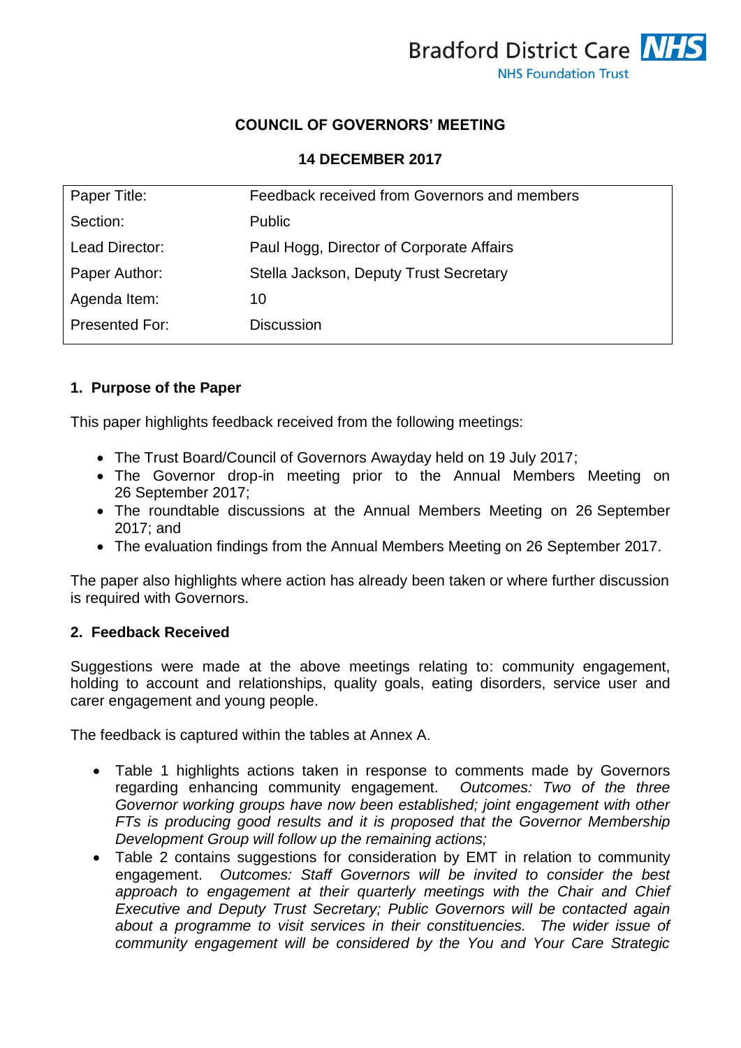Bradford District Care NHS
NHS Foundation Trust

**COUNCIL OF GOVERNORS' MEETING**

**14 DECEMBER 2017**

| Paper Title: | Feedback received from Governors and members |
|---|---|
| Section: | Public |
| Lead Director: | Paul Hogg, Director of Corporate Affairs |
| Paper Author: | Stella Jackson, Deputy Trust Secretary |
| Agenda Item: | 10 |
| Presented For: | Discussion |

## 1. Purpose of the Paper

This paper highlights feedback received from the following meetings:

- The Trust Board/Council of Governors Awayday held on 19 July 2017;
- The Governor drop-in meeting prior to the Annual Members Meeting on 26 September 2017;
- The roundtable discussions at the Annual Members Meeting on 26 September 2017; and
- The evaluation findings from the Annual Members Meeting on 26 September 2017.

The paper also highlights where action has already been taken or where further discussion is required with Governors.

## 2. Feedback Received

Suggestions were made at the above meetings relating to: community engagement, holding to account and relationships, quality goals, eating disorders, service user and carer engagement and young people.

The feedback is captured within the tables at Annex A.

- Table 1 highlights actions taken in response to comments made by Governors regarding enhancing community engagement. *Outcomes: Two of the three Governor working groups have now been established; joint engagement with other FTs is producing good results and it is proposed that the Governor Membership Development Group will follow up the remaining actions;*
- Table 2 contains suggestions for consideration by EMT in relation to community engagement. *Outcomes: Staff Governors will be invited to consider the best approach to engagement at their quarterly meetings with the Chair and Chief Executive and Deputy Trust Secretary; Public Governors will be contacted again about a programme to visit services in their constituencies. The wider issue of community engagement will be considered by the You and Your Care Strategic*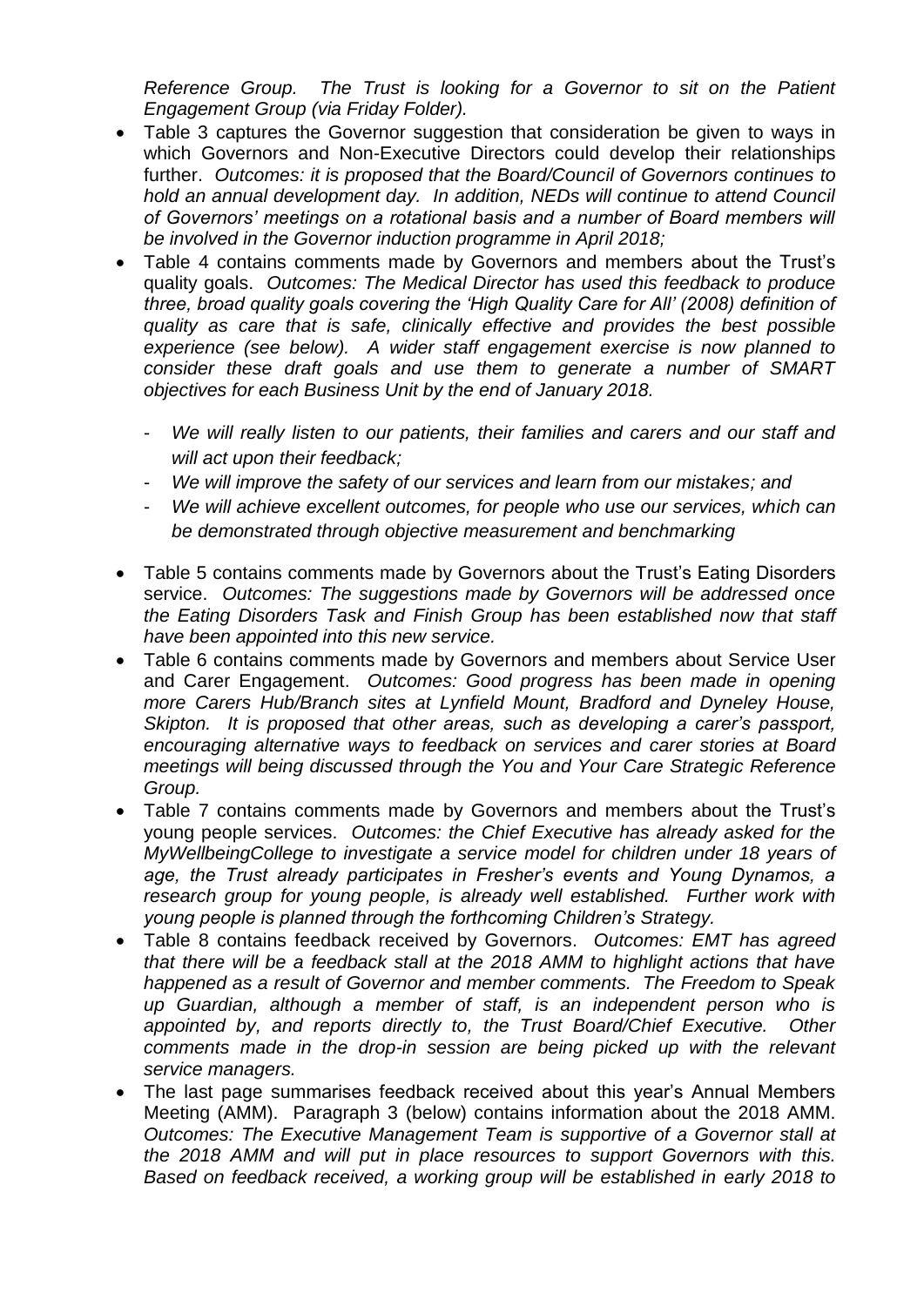*Reference Group. The Trust is looking for a Governor to sit on the Patient Engagement Group (via Friday Folder).*

- Table 3 captures the Governor suggestion that consideration be given to ways in which Governors and Non-Executive Directors could develop their relationships further. *Outcomes: it is proposed that the Board/Council of Governors continues to hold an annual development day. In addition, NEDs will continue to attend Council of Governors' meetings on a rotational basis and a number of Board members will be involved in the Governor induction programme in April 2018;*
- Table 4 contains comments made by Governors and members about the Trust's quality goals. *Outcomes: The Medical Director has used this feedback to produce three, broad quality goals covering the 'High Quality Care for All' (2008) definition of quality as care that is safe, clinically effective and provides the best possible experience (see below). A wider staff engagement exercise is now planned to consider these draft goals and use them to generate a number of SMART objectives for each Business Unit by the end of January 2018.*
    - *We will really listen to our patients, their families and carers and our staff and will act upon their feedback;*
    - *We will improve the safety of our services and learn from our mistakes; and*
    - *We will achieve excellent outcomes, for people who use our services, which can be demonstrated through objective measurement and benchmarking*
- Table 5 contains comments made by Governors about the Trust's Eating Disorders service. *Outcomes: The suggestions made by Governors will be addressed once the Eating Disorders Task and Finish Group has been established now that staff have been appointed into this new service.*
- Table 6 contains comments made by Governors and members about Service User and Carer Engagement. *Outcomes: Good progress has been made in opening more Carers Hub/Branch sites at Lynfield Mount, Bradford and Dyneley House, Skipton. It is proposed that other areas, such as developing a carer's passport, encouraging alternative ways to feedback on services and carer stories at Board meetings will being discussed through the You and Your Care Strategic Reference Group.*
- Table 7 contains comments made by Governors and members about the Trust's young people services. *Outcomes: the Chief Executive has already asked for the MyWellbeingCollege to investigate a service model for children under 18 years of age, the Trust already participates in Fresher's events and Young Dynamos, a research group for young people, is already well established. Further work with young people is planned through the forthcoming Children's Strategy.*
- Table 8 contains feedback received by Governors. *Outcomes: EMT has agreed that there will be a feedback stall at the 2018 AMM to highlight actions that have happened as a result of Governor and member comments. The Freedom to Speak up Guardian, although a member of staff, is an independent person who is appointed by, and reports directly to, the Trust Board/Chief Executive. Other comments made in the drop-in session are being picked up with the relevant service managers.*
- The last page summarises feedback received about this year's Annual Members Meeting (AMM). Paragraph 3 (below) contains information about the 2018 AMM. *Outcomes: The Executive Management Team is supportive of a Governor stall at the 2018 AMM and will put in place resources to support Governors with this. Based on feedback received, a working group will be established in early 2018 to*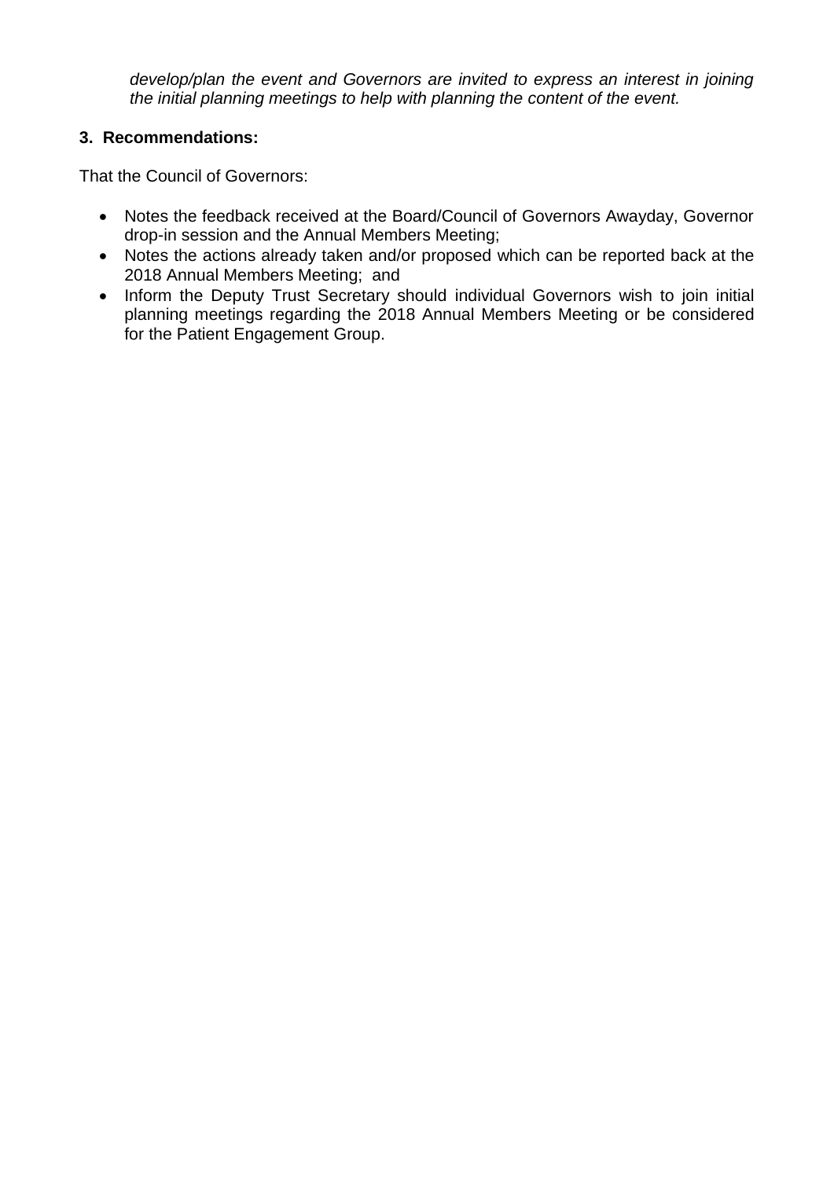*develop/plan the event and Governors are invited to express an interest in joining the initial planning meetings to help with planning the content of the event.*

**3. Recommendations:**

That the Council of Governors:

- Notes the feedback received at the Board/Council of Governors Awayday, Governor drop-in session and the Annual Members Meeting;
- Notes the actions already taken and/or proposed which can be reported back at the 2018 Annual Members Meeting; and
- Inform the Deputy Trust Secretary should individual Governors wish to join initial planning meetings regarding the 2018 Annual Members Meeting or be considered for the Patient Engagement Group.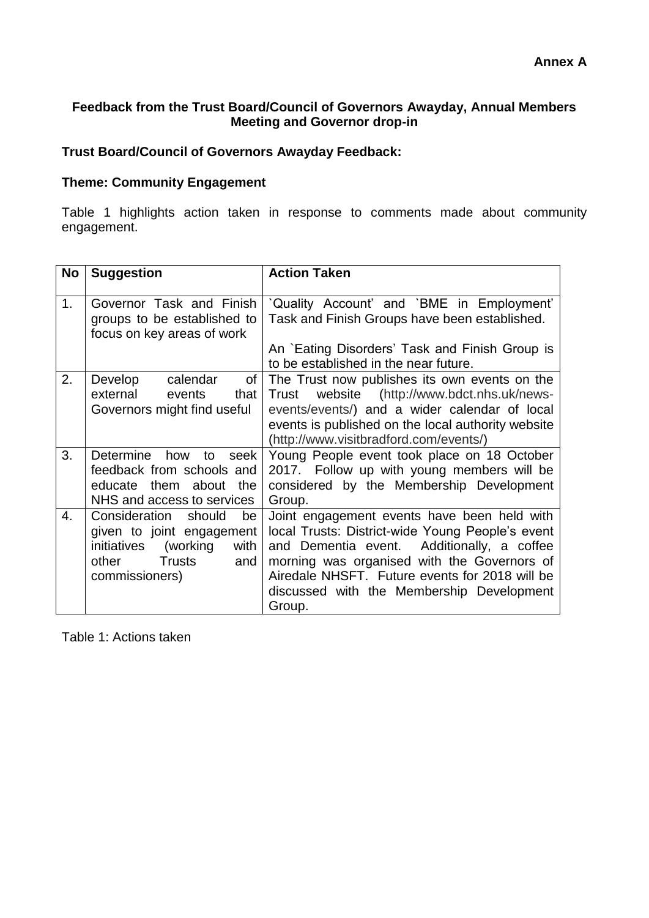**Annex A**

### Feedback from the Trust Board/Council of Governors Awayday, Annual Members Meeting and Governor drop-in

**Trust Board/Council of Governors Awayday Feedback:**

**Theme: Community Engagement**

Table 1 highlights action taken in response to comments made about community engagement.

| No | Suggestion | Action Taken |
|---|---|---|
| 1. | Governor Task and Finish groups to be established to focus on key areas of work | \`Quality Account' and \`BME in Employment' Task and Finish Groups have been established.<br><br>An \`Eating Disorders' Task and Finish Group is to be established in the near future. |
| 2. | Develop calendar of external events that Governors might find useful | The Trust now publishes its own events on the Trust website (http://www.bdct.nhs.uk/news-events/events/) and a wider calendar of local events is published on the local authority website (http://www.visitbradford.com/events/) |
| 3. | Determine how to seek feedback from schools and educate them about the NHS and access to services | Young People event took place on 18 October 2017. Follow up with young members will be considered by the Membership Development Group. |
| 4. | Consideration should be given to joint engagement initiatives (working with other Trusts and commissioners) | Joint engagement events have been held with local Trusts: District-wide Young People's event and Dementia event. Additionally, a coffee morning was organised with the Governors of Airedale NHSFT. Future events for 2018 will be discussed with the Membership Development Group. |

Table 1: Actions taken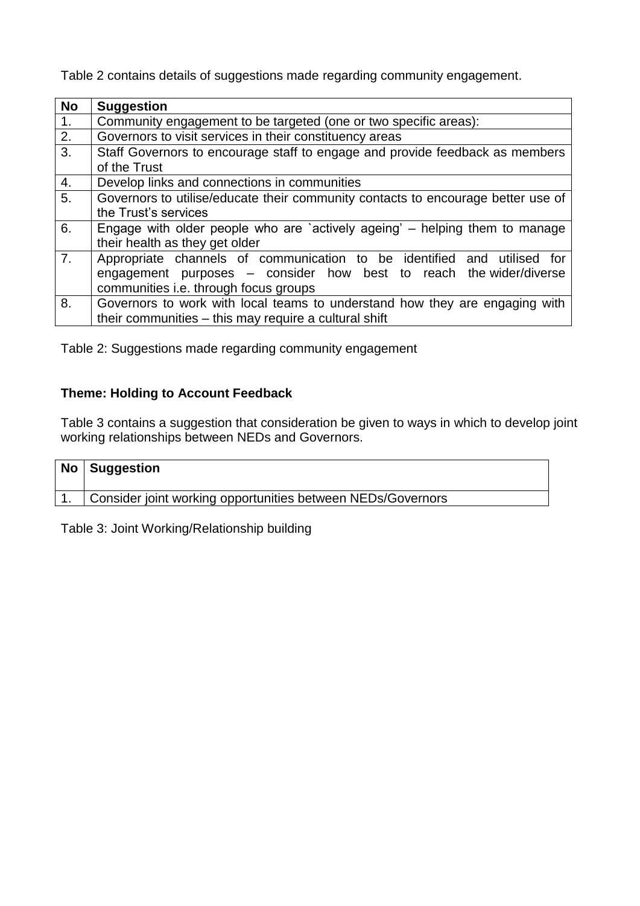Table 2 contains details of suggestions made regarding community engagement.

| No | Suggestion |
|---|---|
| 1. | Community engagement to be targeted (one or two specific areas): |
| 2. | Governors to visit services in their constituency areas |
| 3. | Staff Governors to encourage staff to engage and provide feedback as members of the Trust |
| 4. | Develop links and connections in communities |
| 5. | Governors to utilise/educate their community contacts to encourage better use of the Trust's services |
| 6. | Engage with older people who are `actively ageing' – helping them to manage their health as they get older |
| 7. | Appropriate channels of communication to be identified and utilised for engagement purposes – consider how best to reach the wider/diverse communities i.e. through focus groups |
| 8. | Governors to work with local teams to understand how they are engaging with their communities – this may require a cultural shift |

Table 2: Suggestions made regarding community engagement

**Theme: Holding to Account Feedback**

Table 3 contains a suggestion that consideration be given to ways in which to develop joint working relationships between NEDs and Governors.

| No | Suggestion |
|---|---|
| 1. | Consider joint working opportunities between NEDs/Governors |

Table 3: Joint Working/Relationship building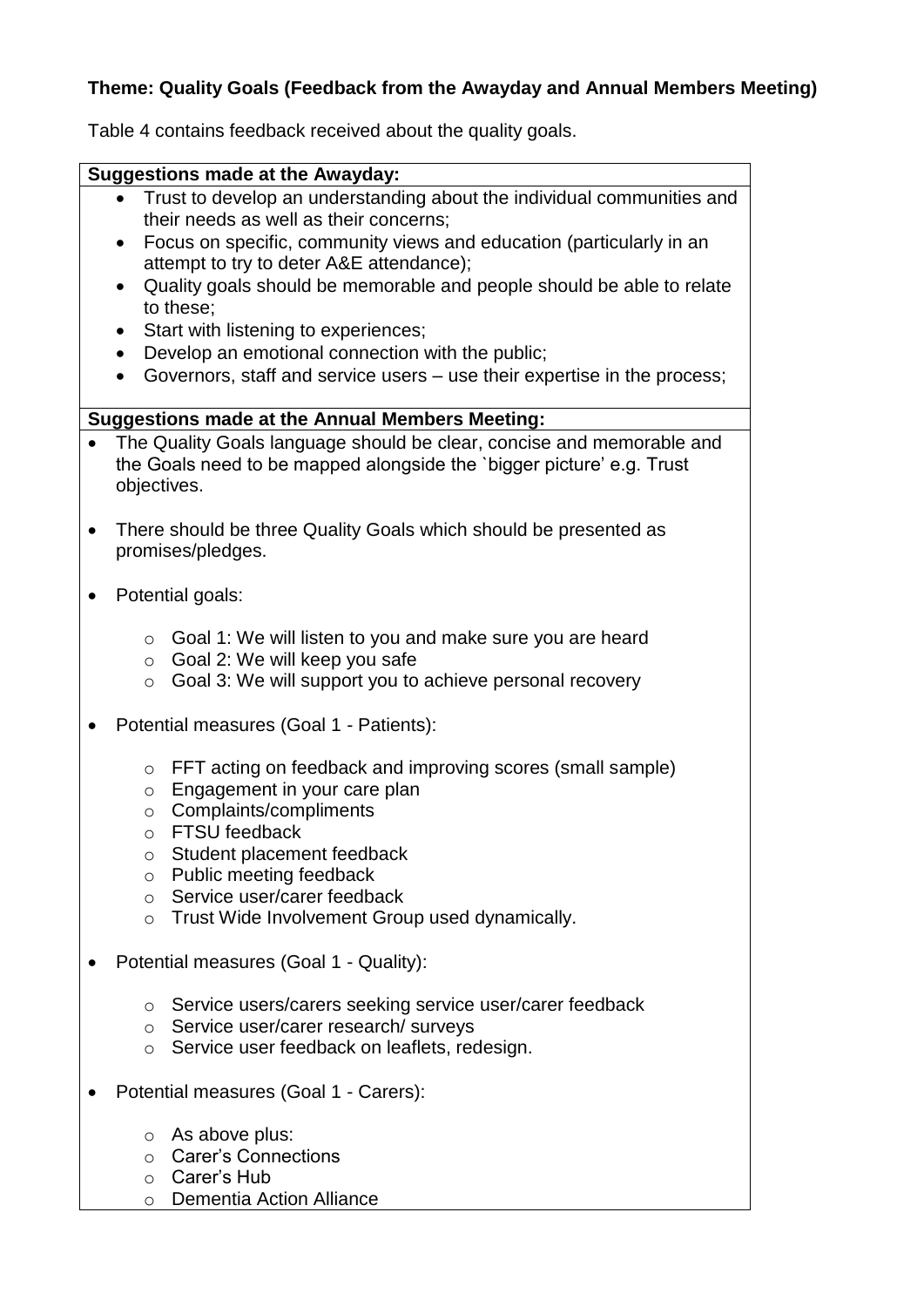**Theme: Quality Goals (Feedback from the Awayday and Annual Members Meeting)**

Table 4 contains feedback received about the quality goals.

| **Suggestions made at the Awayday:** |
|---|
| • Trust to develop an understanding about the individual communities and their needs as well as their concerns;<br>• Focus on specific, community views and education (particularly in an attempt to try to deter A&E attendance);<br>• Quality goals should be memorable and people should be able to relate to these;<br>• Start with listening to experiences;<br>• Develop an emotional connection with the public;<br>• Governors, staff and service users – use their expertise in the process; |
| **Suggestions made at the Annual Members Meeting:** |
| • The Quality Goals language should be clear, concise and memorable and the Goals need to be mapped alongside the `bigger picture' e.g. Trust objectives.<br><br>• There should be three Quality Goals which should be presented as promises/pledges.<br><br>• Potential goals:<br>  ○ Goal 1: We will listen to you and make sure you are heard<br>  ○ Goal 2: We will keep you safe<br>  ○ Goal 3: We will support you to achieve personal recovery<br><br>• Potential measures (Goal 1 - Patients):<br>  ○ FFT acting on feedback and improving scores (small sample)<br>  ○ Engagement in your care plan<br>  ○ Complaints/compliments<br>  ○ FTSU feedback<br>  ○ Student placement feedback<br>  ○ Public meeting feedback<br>  ○ Service user/carer feedback<br>  ○ Trust Wide Involvement Group used dynamically.<br><br>• Potential measures (Goal 1 - Quality):<br>  ○ Service users/carers seeking service user/carer feedback<br>  ○ Service user/carer research/ surveys<br>  ○ Service user feedback on leaflets, redesign.<br><br>• Potential measures (Goal 1 - Carers):<br>  ○ As above plus:<br>  ○ Carer's Connections<br>  ○ Carer's Hub<br>  ○ Dementia Action Alliance |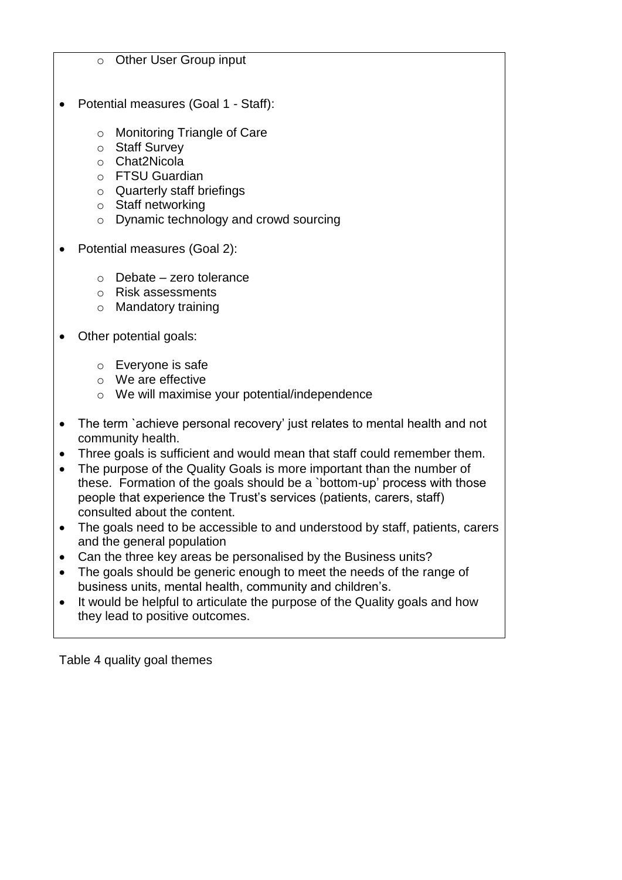- Other User Group input

- Potential measures (Goal 1 - Staff):

  - Monitoring Triangle of Care
  - Staff Survey
  - Chat2Nicola
  - FTSU Guardian
  - Quarterly staff briefings
  - Staff networking
  - Dynamic technology and crowd sourcing

- Potential measures (Goal 2):

  - Debate – zero tolerance
  - Risk assessments
  - Mandatory training

- Other potential goals:

  - Everyone is safe
  - We are effective
  - We will maximise your potential/independence

- The term `achieve personal recovery' just relates to mental health and not community health.
- Three goals is sufficient and would mean that staff could remember them.
- The purpose of the Quality Goals is more important than the number of these. Formation of the goals should be a `bottom-up' process with those people that experience the Trust's services (patients, carers, staff) consulted about the content.
- The goals need to be accessible to and understood by staff, patients, carers and the general population
- Can the three key areas be personalised by the Business units?
- The goals should be generic enough to meet the needs of the range of business units, mental health, community and children's.
- It would be helpful to articulate the purpose of the Quality goals and how they lead to positive outcomes.

Table 4 quality goal themes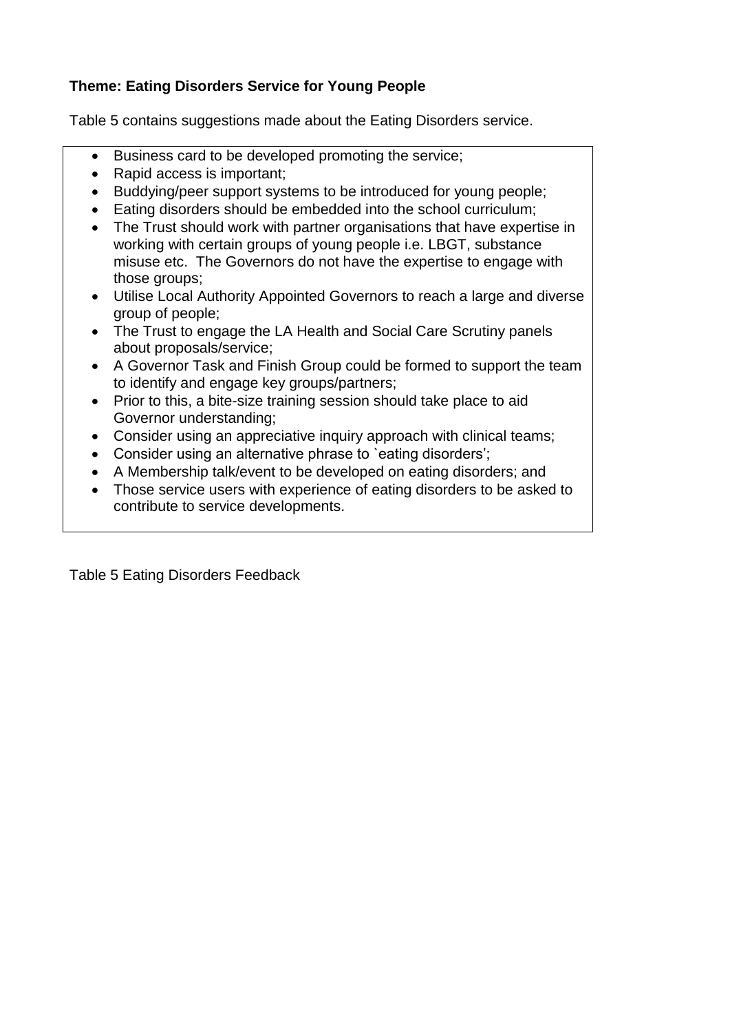**Theme: Eating Disorders Service for Young People**

Table 5 contains suggestions made about the Eating Disorders service.

- Business card to be developed promoting the service;
- Rapid access is important;
- Buddying/peer support systems to be introduced for young people;
- Eating disorders should be embedded into the school curriculum;
- The Trust should work with partner organisations that have expertise in working with certain groups of young people i.e. LBGT, substance misuse etc.  The Governors do not have the expertise to engage with those groups;
- Utilise Local Authority Appointed Governors to reach a large and diverse group of people;
- The Trust to engage the LA Health and Social Care Scrutiny panels about proposals/service;
- A Governor Task and Finish Group could be formed to support the team to identify and engage key groups/partners;
- Prior to this, a bite-size training session should take place to aid Governor understanding;
- Consider using an appreciative inquiry approach with clinical teams;
- Consider using an alternative phrase to `eating disorders';
- A Membership talk/event to be developed on eating disorders; and
- Those service users with experience of eating disorders to be asked to contribute to service developments.

Table 5 Eating Disorders Feedback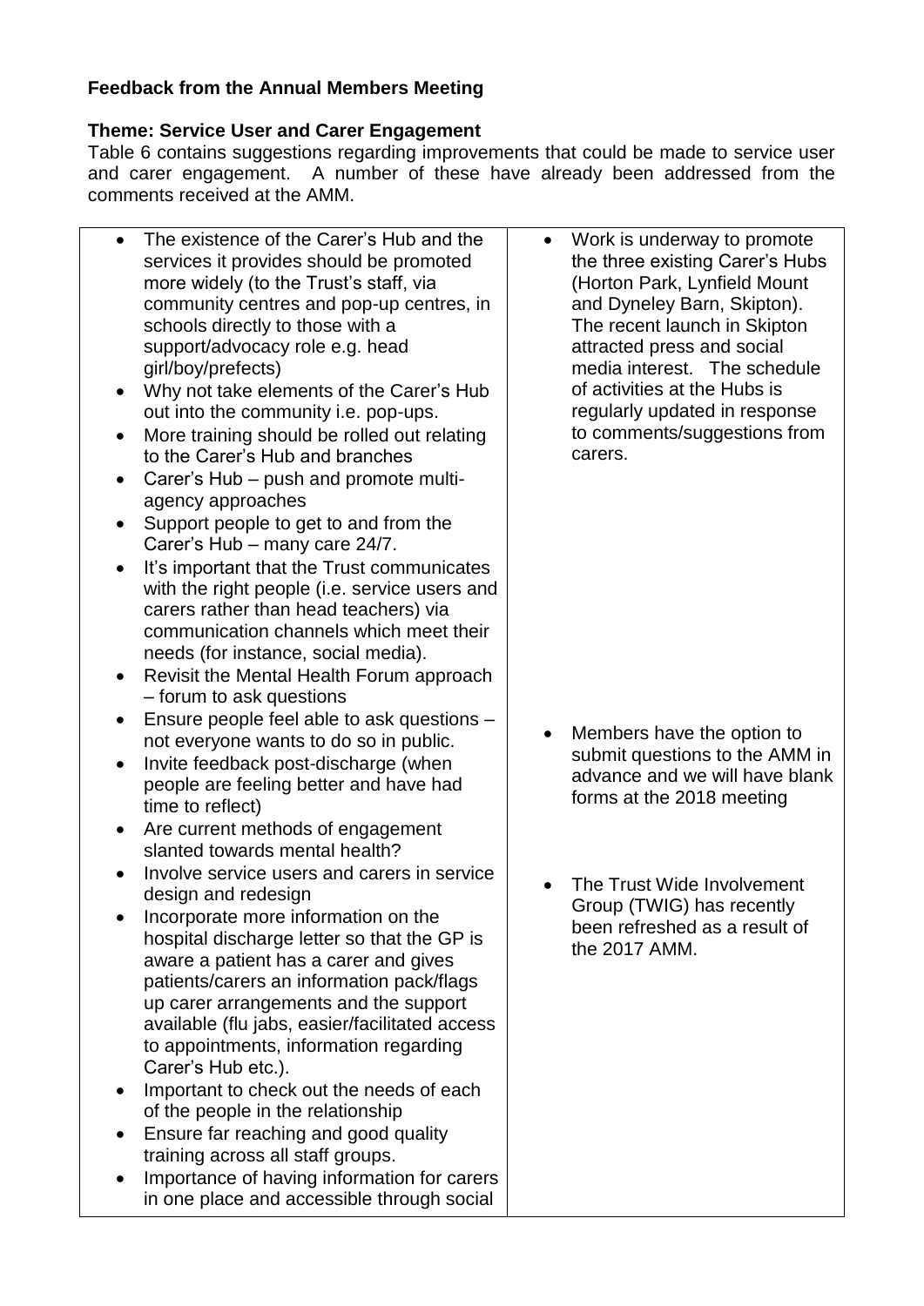**Feedback from the Annual Members Meeting**

**Theme: Service User and Carer Engagement**

Table 6 contains suggestions regarding improvements that could be made to service user and carer engagement. A number of these have already been addressed from the comments received at the AMM.

| | |
|---|---|
| • The existence of the Carer's Hub and the services it provides should be promoted more widely (to the Trust's staff, via community centres and pop-up centres, in schools directly to those with a support/advocacy role e.g. head girl/boy/prefects)<br>• Why not take elements of the Carer's Hub out into the community i.e. pop-ups.<br>• More training should be rolled out relating to the Carer's Hub and branches<br>• Carer's Hub – push and promote multi-agency approaches<br>• Support people to get to and from the Carer's Hub – many care 24/7.<br>• It's important that the Trust communicates with the right people (i.e. service users and carers rather than head teachers) via communication channels which meet their needs (for instance, social media). | • Work is underway to promote the three existing Carer's Hubs (Horton Park, Lynfield Mount and Dyneley Barn, Skipton). The recent launch in Skipton attracted press and social media interest. The schedule of activities at the Hubs is regularly updated in response to comments/suggestions from carers. |
| • Revisit the Mental Health Forum approach – forum to ask questions<br>• Ensure people feel able to ask questions – not everyone wants to do so in public.<br>• Invite feedback post-discharge (when people are feeling better and have had time to reflect) | • Members have the option to submit questions to the AMM in advance and we will have blank forms at the 2018 meeting |
| • Are current methods of engagement slanted towards mental health?<br>• Involve service users and carers in service design and redesign<br>• Incorporate more information on the hospital discharge letter so that the GP is aware a patient has a carer and gives patients/carers an information pack/flags up carer arrangements and the support available (flu jabs, easier/facilitated access to appointments, information regarding Carer's Hub etc.).<br>• Important to check out the needs of each of the people in the relationship<br>• Ensure far reaching and good quality training across all staff groups.<br>• Importance of having information for carers in one place and accessible through social | • The Trust Wide Involvement Group (TWIG) has recently been refreshed as a result of the 2017 AMM. |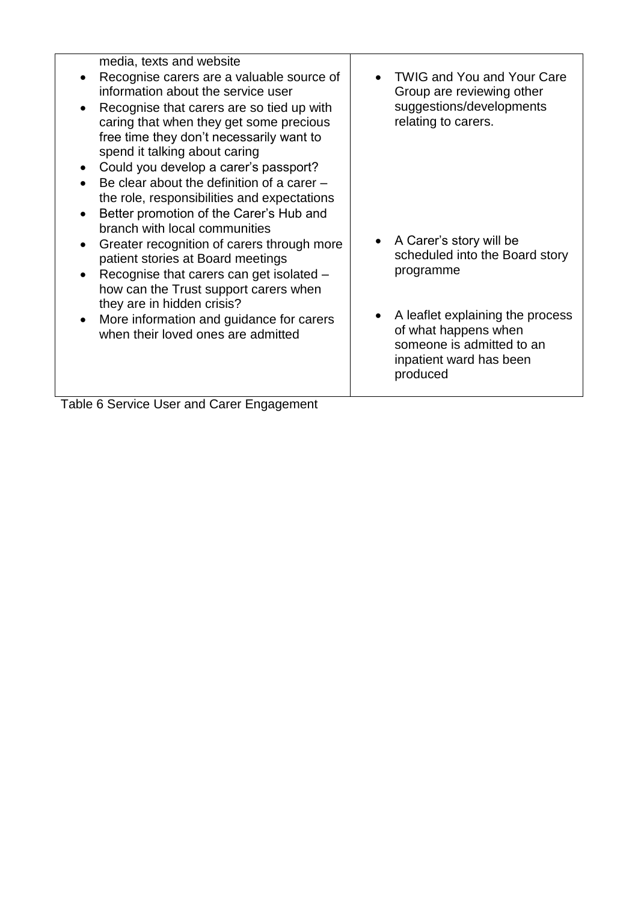| | |
|---|---|
| media, texts and website<br>• Recognise carers are a valuable source of information about the service user<br>• Recognise that carers are so tied up with caring that when they get some precious free time they don't necessarily want to spend it talking about caring<br>• Could you develop a carer's passport?<br>• Be clear about the definition of a carer – the role, responsibilities and expectations<br>• Better promotion of the Carer's Hub and branch with local communities<br>• Greater recognition of carers through more patient stories at Board meetings<br>• Recognise that carers can get isolated – how can the Trust support carers when they are in hidden crisis?<br>• More information and guidance for carers when their loved ones are admitted | • TWIG and You and Your Care Group are reviewing other suggestions/developments relating to carers.<br><br>• A Carer's story will be scheduled into the Board story programme<br><br>• A leaflet explaining the process of what happens when someone is admitted to an inpatient ward has been produced |

Table 6 Service User and Carer Engagement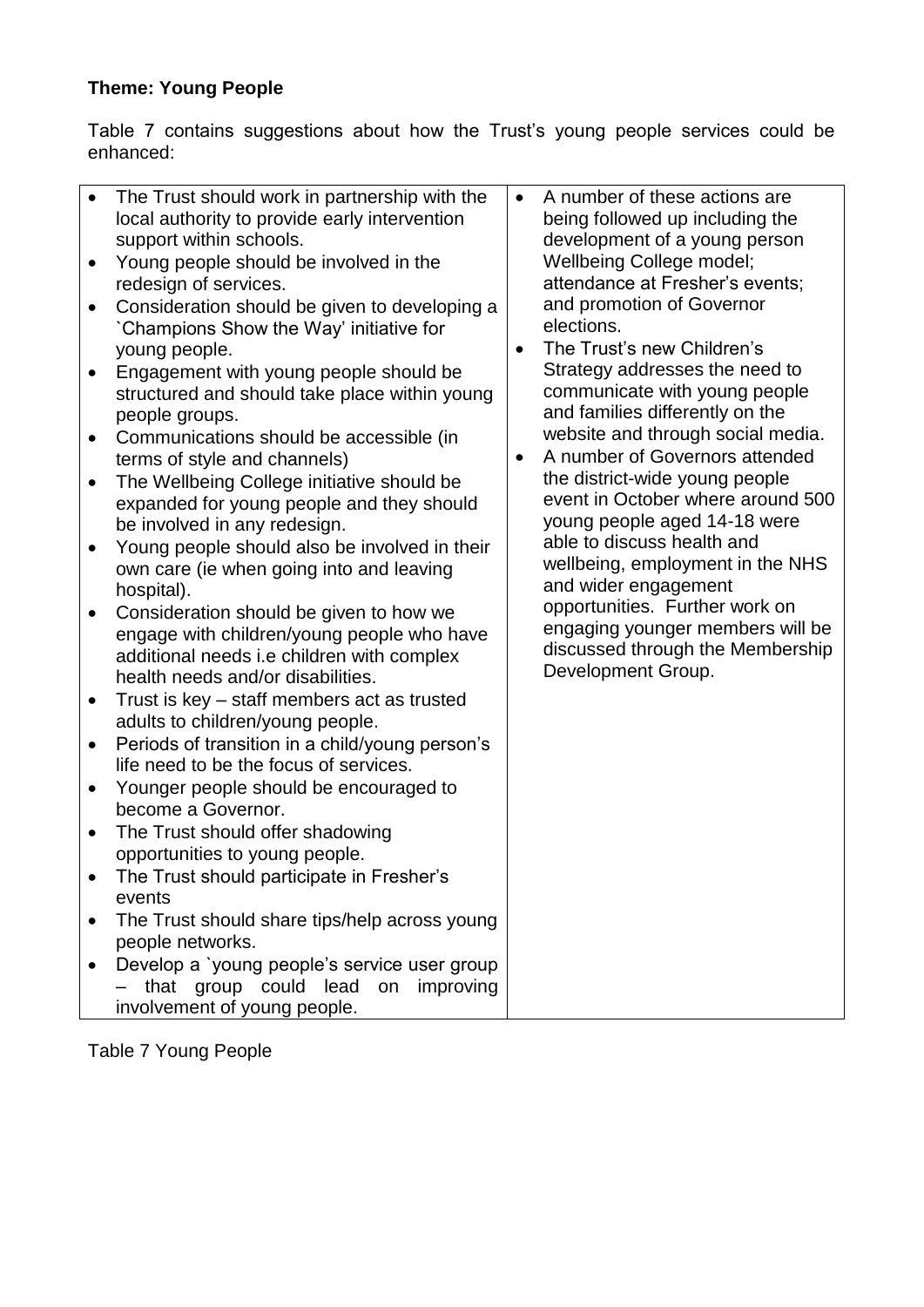**Theme: Young People**

Table 7 contains suggestions about how the Trust's young people services could be enhanced:

| | |
|---|---|
| • The Trust should work in partnership with the local authority to provide early intervention support within schools.<br>• Young people should be involved in the redesign of services.<br>• Consideration should be given to developing a `Champions Show the Way' initiative for young people.<br>• Engagement with young people should be structured and should take place within young people groups.<br>• Communications should be accessible (in terms of style and channels)<br>• The Wellbeing College initiative should be expanded for young people and they should be involved in any redesign.<br>• Young people should also be involved in their own care (ie when going into and leaving hospital).<br>• Consideration should be given to how we engage with children/young people who have additional needs i.e children with complex health needs and/or disabilities.<br>• Trust is key – staff members act as trusted adults to children/young people.<br>• Periods of transition in a child/young person's life need to be the focus of services.<br>• Younger people should be encouraged to become a Governor.<br>• The Trust should offer shadowing opportunities to young people.<br>• The Trust should participate in Fresher's events<br>• The Trust should share tips/help across young people networks.<br>• Develop a `young people's service user group – that group could lead on improving involvement of young people. | • A number of these actions are being followed up including the development of a young person Wellbeing College model; attendance at Fresher's events; and promotion of Governor elections.<br>• The Trust's new Children's Strategy addresses the need to communicate with young people and families differently on the website and through social media.<br>• A number of Governors attended the district-wide young people event in October where around 500 young people aged 14-18 were able to discuss health and wellbeing, employment in the NHS and wider engagement opportunities. Further work on engaging younger members will be discussed through the Membership Development Group. |

Table 7 Young People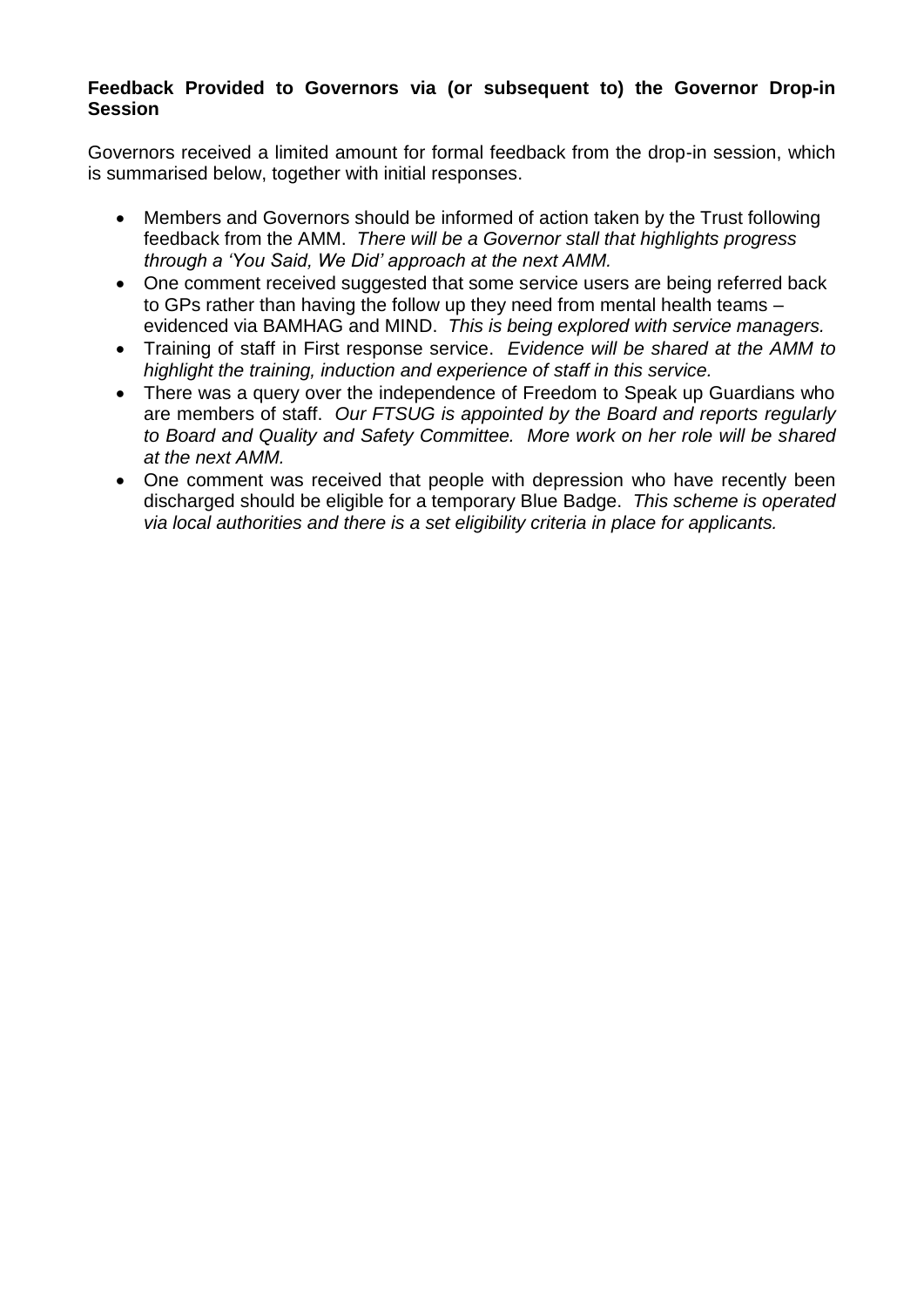**Feedback Provided to Governors via (or subsequent to) the Governor Drop-in Session**

Governors received a limited amount for formal feedback from the drop-in session, which is summarised below, together with initial responses.

- Members and Governors should be informed of action taken by the Trust following feedback from the AMM. *There will be a Governor stall that highlights progress through a 'You Said, We Did' approach at the next AMM.*
- One comment received suggested that some service users are being referred back to GPs rather than having the follow up they need from mental health teams – evidenced via BAMHAG and MIND. *This is being explored with service managers.*
- Training of staff in First response service. *Evidence will be shared at the AMM to highlight the training, induction and experience of staff in this service.*
- There was a query over the independence of Freedom to Speak up Guardians who are members of staff. *Our FTSUG is appointed by the Board and reports regularly to Board and Quality and Safety Committee. More work on her role will be shared at the next AMM.*
- One comment was received that people with depression who have recently been discharged should be eligible for a temporary Blue Badge. *This scheme is operated via local authorities and there is a set eligibility criteria in place for applicants.*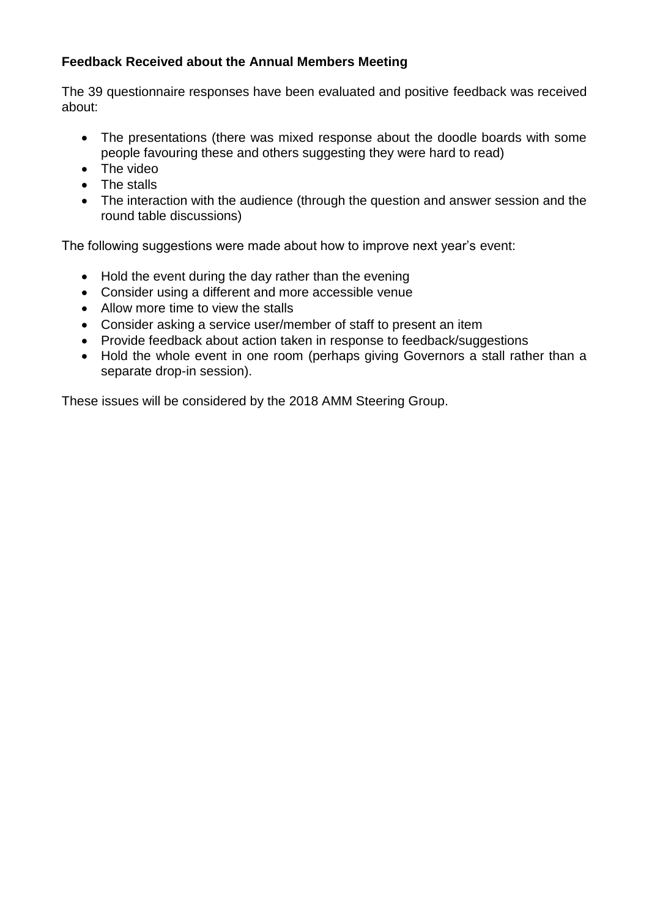**Feedback Received about the Annual Members Meeting**

The 39 questionnaire responses have been evaluated and positive feedback was received about:

- The presentations (there was mixed response about the doodle boards with some people favouring these and others suggesting they were hard to read)
- The video
- The stalls
- The interaction with the audience (through the question and answer session and the round table discussions)

The following suggestions were made about how to improve next year's event:

- Hold the event during the day rather than the evening
- Consider using a different and more accessible venue
- Allow more time to view the stalls
- Consider asking a service user/member of staff to present an item
- Provide feedback about action taken in response to feedback/suggestions
- Hold the whole event in one room (perhaps giving Governors a stall rather than a separate drop-in session).

These issues will be considered by the 2018 AMM Steering Group.